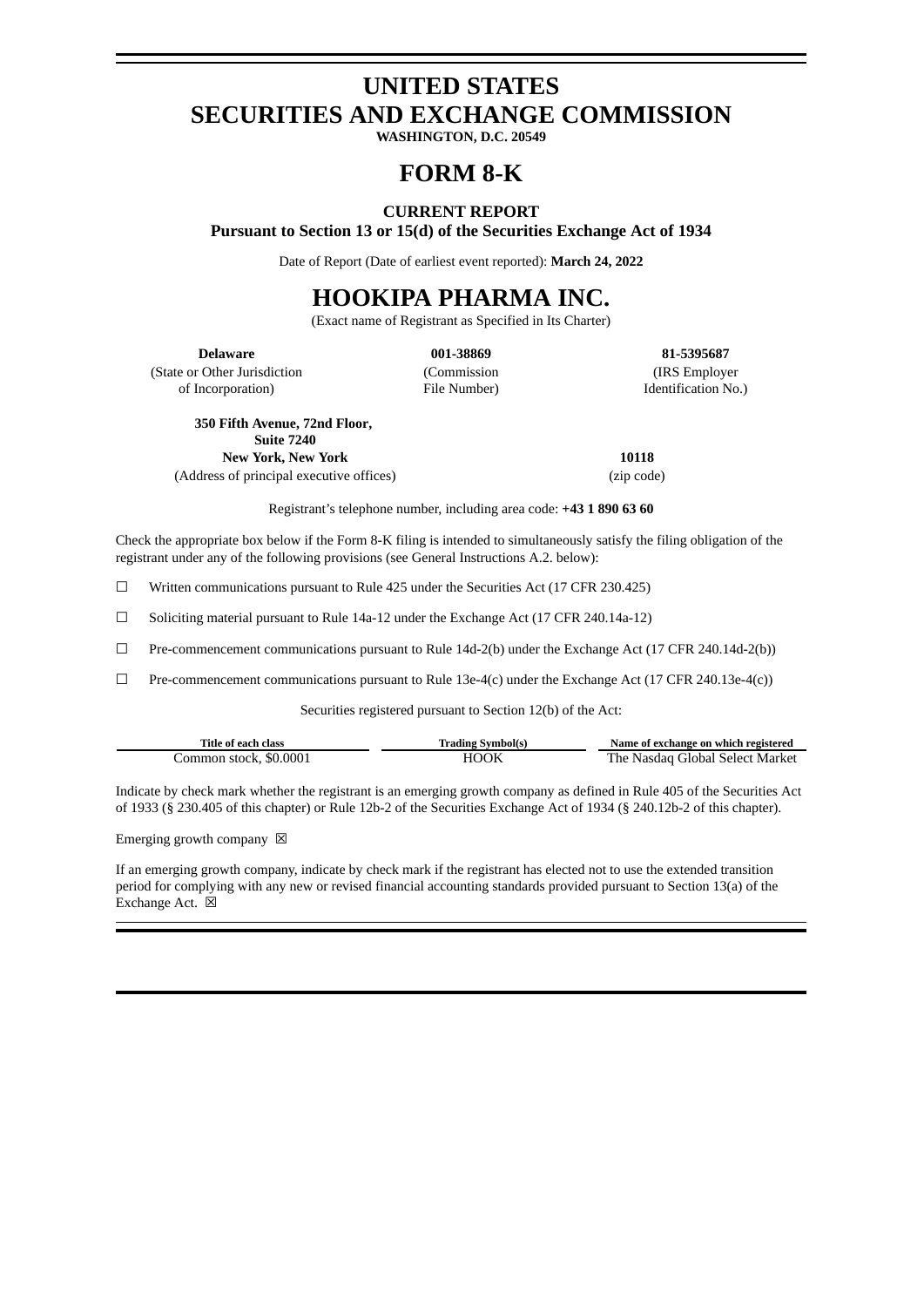# UNITED STATES
# SECURITIES AND EXCHANGE COMMISSION

**WASHINGTON, D.C. 20549**

# FORM 8-K

**CURRENT REPORT**
**Pursuant to Section 13 or 15(d) of the Securities Exchange Act of 1934**

Date of Report (Date of earliest event reported): **March 24, 2022**

# HOOKIPA PHARMA INC.

(Exact name of Registrant as Specified in Its Charter)

| **Delaware** | **001-38869** | **81-5395687** |
|---|---|---|
| (State or Other Jurisdiction of Incorporation) | (Commission File Number) | (IRS Employer Identification No.) |

| **350 Fifth Avenue, 72nd Floor, Suite 7240 New York, New York** | **10118** |
|---|---|
| (Address of principal executive offices) | (zip code) |

Registrant's telephone number, including area code: **+43 1 890 63 60**

Check the appropriate box below if the Form 8-K filing is intended to simultaneously satisfy the filing obligation of the registrant under any of the following provisions (see General Instructions A.2. below):

☐ Written communications pursuant to Rule 425 under the Securities Act (17 CFR 230.425)

☐ Soliciting material pursuant to Rule 14a-12 under the Exchange Act (17 CFR 240.14a-12)

☐ Pre-commencement communications pursuant to Rule 14d-2(b) under the Exchange Act (17 CFR 240.14d-2(b))

☐ Pre-commencement communications pursuant to Rule 13e-4(c) under the Exchange Act (17 CFR 240.13e-4(c))

Securities registered pursuant to Section 12(b) of the Act:

| Title of each class | Trading Symbol(s) | Name of exchange on which registered |
|---|---|---|
| Common stock, $0.0001 | HOOK | The Nasdaq Global Select Market |

Indicate by check mark whether the registrant is an emerging growth company as defined in Rule 405 of the Securities Act of 1933 (§ 230.405 of this chapter) or Rule 12b-2 of the Securities Exchange Act of 1934 (§ 240.12b-2 of this chapter).

Emerging growth company ☒

If an emerging growth company, indicate by check mark if the registrant has elected not to use the extended transition period for complying with any new or revised financial accounting standards provided pursuant to Section 13(a) of the Exchange Act. ☒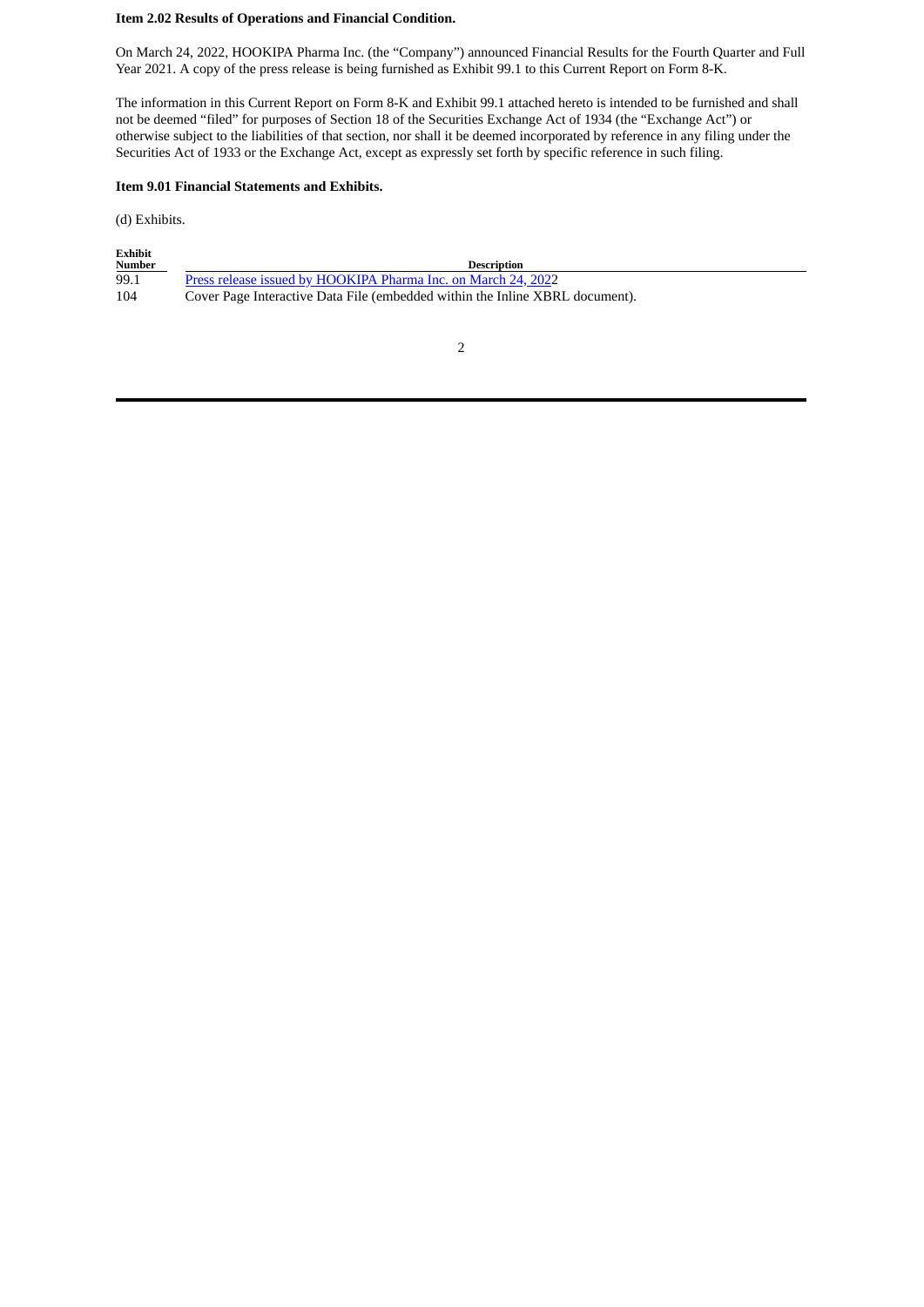**Item 2.02 Results of Operations and Financial Condition.**

On March 24, 2022, HOOKIPA Pharma Inc. (the "Company") announced Financial Results for the Fourth Quarter and Full Year 2021. A copy of the press release is being furnished as Exhibit 99.1 to this Current Report on Form 8-K.

The information in this Current Report on Form 8-K and Exhibit 99.1 attached hereto is intended to be furnished and shall not be deemed "filed" for purposes of Section 18 of the Securities Exchange Act of 1934 (the "Exchange Act") or otherwise subject to the liabilities of that section, nor shall it be deemed incorporated by reference in any filing under the Securities Act of 1933 or the Exchange Act, except as expressly set forth by specific reference in such filing.

**Item 9.01 Financial Statements and Exhibits.**

(d) Exhibits.

| Exhibit Number | Description |
|---|---|
| 99.1 | Press release issued by HOOKIPA Pharma Inc. on March 24, 2022 |
| 104 | Cover Page Interactive Data File (embedded within the Inline XBRL document). |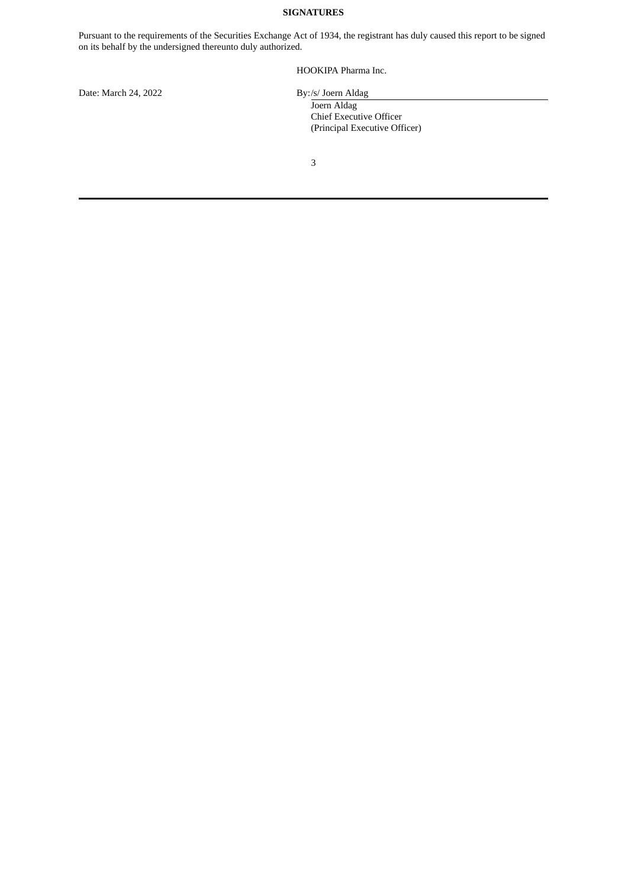**SIGNATURES**

Pursuant to the requirements of the Securities Exchange Act of 1934, the registrant has duly caused this report to be signed on its behalf by the undersigned thereunto duly authorized.

HOOKIPA Pharma Inc.

Date: March 24, 2022

By: /s/ Joern Aldag

Joern Aldag
Chief Executive Officer
(Principal Executive Officer)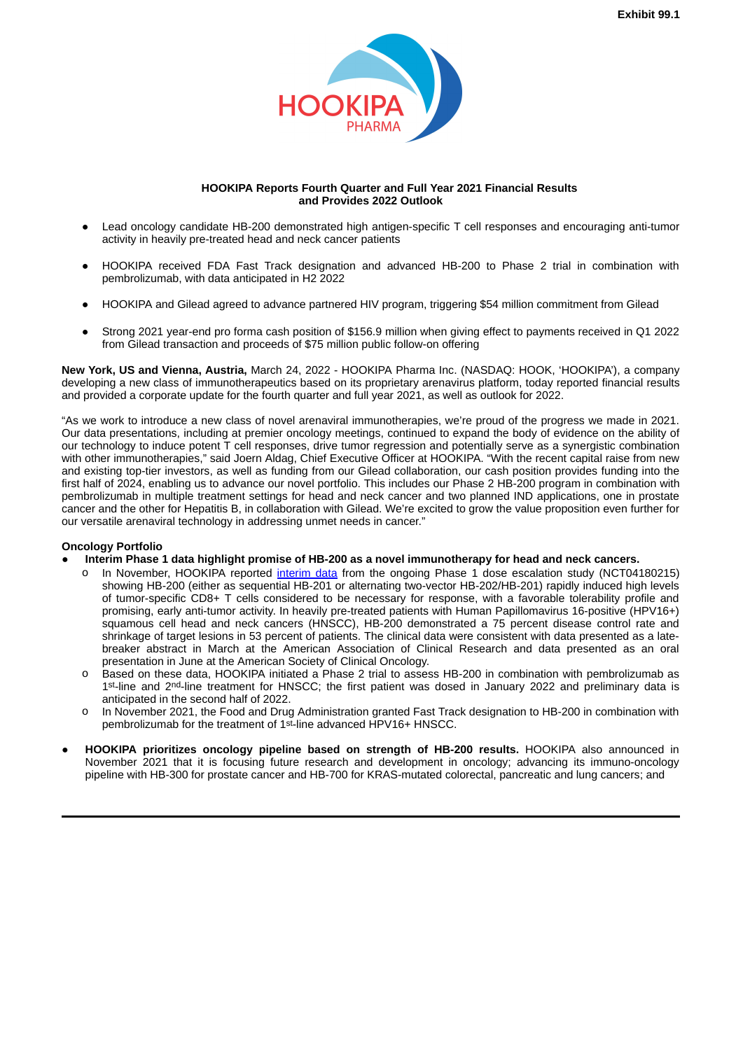Exhibit 99.1

**HOOKIPA Reports Fourth Quarter and Full Year 2021 Financial Results and Provides 2022 Outlook**

- Lead oncology candidate HB-200 demonstrated high antigen-specific T cell responses and encouraging anti-tumor activity in heavily pre-treated head and neck cancer patients
- HOOKIPA received FDA Fast Track designation and advanced HB-200 to Phase 2 trial in combination with pembrolizumab, with data anticipated in H2 2022
- HOOKIPA and Gilead agreed to advance partnered HIV program, triggering $54 million commitment from Gilead
- Strong 2021 year-end pro forma cash position of $156.9 million when giving effect to payments received in Q1 2022 from Gilead transaction and proceeds of $75 million public follow-on offering

**New York, US and Vienna, Austria,** March 24, 2022 - HOOKIPA Pharma Inc. (NASDAQ: HOOK, 'HOOKIPA'), a company developing a new class of immunotherapeutics based on its proprietary arenavirus platform, today reported financial results and provided a corporate update for the fourth quarter and full year 2021, as well as outlook for 2022.

"As we work to introduce a new class of novel arenaviral immunotherapies, we're proud of the progress we made in 2021. Our data presentations, including at premier oncology meetings, continued to expand the body of evidence on the ability of our technology to induce potent T cell responses, drive tumor regression and potentially serve as a synergistic combination with other immunotherapies," said Joern Aldag, Chief Executive Officer at HOOKIPA. "With the recent capital raise from new and existing top-tier investors, as well as funding from our Gilead collaboration, our cash position provides funding into the first half of 2024, enabling us to advance our novel portfolio. This includes our Phase 2 HB-200 program in combination with pembrolizumab in multiple treatment settings for head and neck cancer and two planned IND applications, one in prostate cancer and the other for Hepatitis B, in collaboration with Gilead. We're excited to grow the value proposition even further for our versatile arenaviral technology in addressing unmet needs in cancer."

**Oncology Portfolio**

- **Interim Phase 1 data highlight promise of HB-200 as a novel immunotherapy for head and neck cancers.**
  - In November, HOOKIPA reported interim data from the ongoing Phase 1 dose escalation study (NCT04180215) showing HB-200 (either as sequential HB-201 or alternating two-vector HB-202/HB-201) rapidly induced high levels of tumor-specific CD8+ T cells considered to be necessary for response, with a favorable tolerability profile and promising, early anti-tumor activity. In heavily pre-treated patients with Human Papillomavirus 16-positive (HPV16+) squamous cell head and neck cancers (HNSCC), HB-200 demonstrated a 75 percent disease control rate and shrinkage of target lesions in 53 percent of patients. The clinical data were consistent with data presented as a late-breaker abstract in March at the American Association of Clinical Research and data presented as an oral presentation in June at the American Society of Clinical Oncology.
  - Based on these data, HOOKIPA initiated a Phase 2 trial to assess HB-200 in combination with pembrolizumab as 1st-line and 2nd-line treatment for HNSCC; the first patient was dosed in January 2022 and preliminary data is anticipated in the second half of 2022.
  - In November 2021, the Food and Drug Administration granted Fast Track designation to HB-200 in combination with pembrolizumab for the treatment of 1st-line advanced HPV16+ HNSCC.
- **HOOKIPA prioritizes oncology pipeline based on strength of HB-200 results.** HOOKIPA also announced in November 2021 that it is focusing future research and development in oncology; advancing its immuno-oncology pipeline with HB-300 for prostate cancer and HB-700 for KRAS-mutated colorectal, pancreatic and lung cancers; and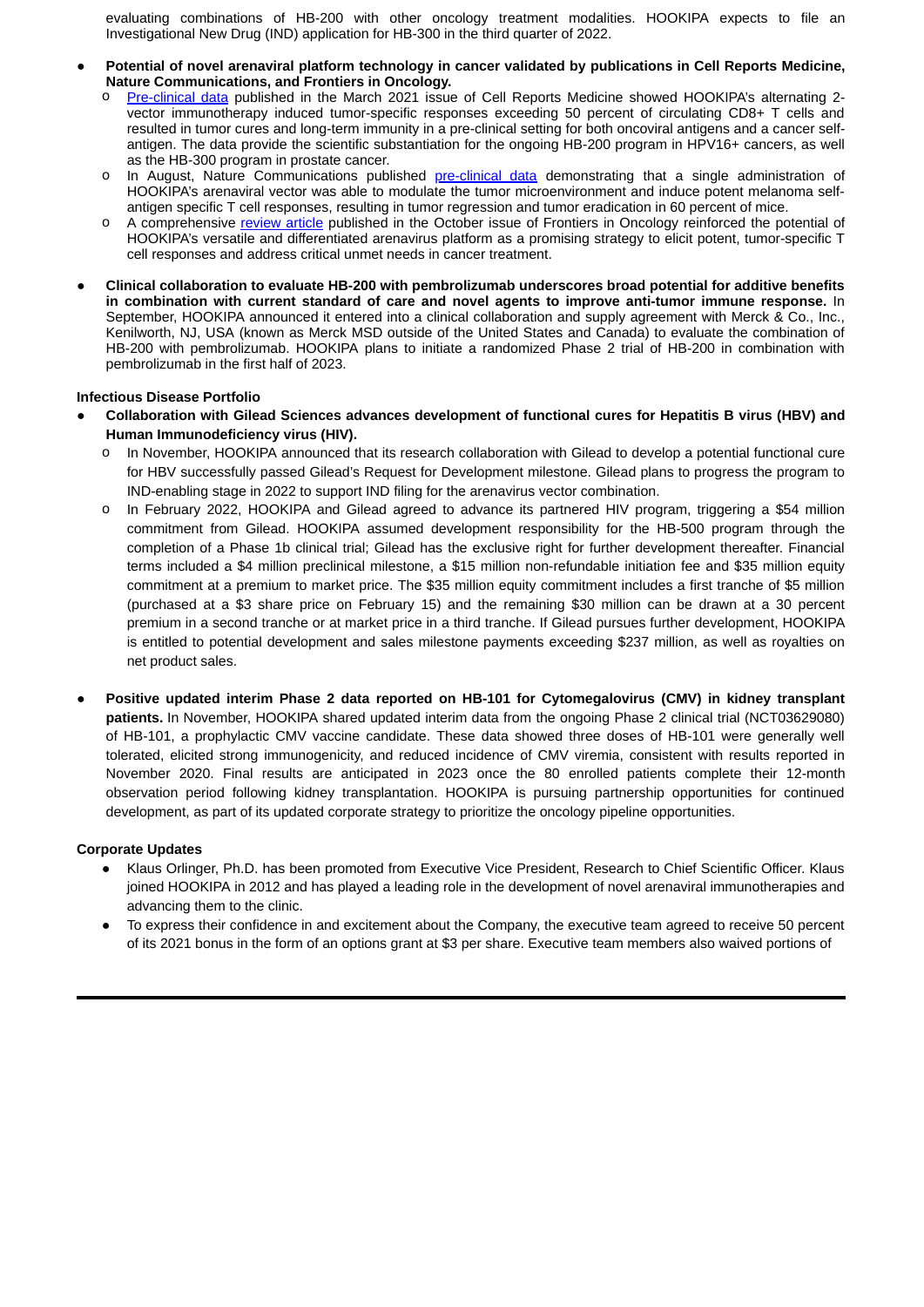evaluating combinations of HB-200 with other oncology treatment modalities. HOOKIPA expects to file an Investigational New Drug (IND) application for HB-300 in the third quarter of 2022.

- **Potential of novel arenaviral platform technology in cancer validated by publications in Cell Reports Medicine, Nature Communications, and Frontiers in Oncology.**
  - Pre-clinical data published in the March 2021 issue of Cell Reports Medicine showed HOOKIPA's alternating 2-vector immunotherapy induced tumor-specific responses exceeding 50 percent of circulating CD8+ T cells and resulted in tumor cures and long-term immunity in a pre-clinical setting for both oncoviral antigens and a cancer self-antigen. The data provide the scientific substantiation for the ongoing HB-200 program in HPV16+ cancers, as well as the HB-300 program in prostate cancer.
  - In August, Nature Communications published pre-clinical data demonstrating that a single administration of HOOKIPA's arenaviral vector was able to modulate the tumor microenvironment and induce potent melanoma self-antigen specific T cell responses, resulting in tumor regression and tumor eradication in 60 percent of mice.
  - A comprehensive review article published in the October issue of Frontiers in Oncology reinforced the potential of HOOKIPA's versatile and differentiated arenavirus platform as a promising strategy to elicit potent, tumor-specific T cell responses and address critical unmet needs in cancer treatment.

- **Clinical collaboration to evaluate HB-200 with pembrolizumab underscores broad potential for additive benefits in combination with current standard of care and novel agents to improve anti-tumor immune response.** In September, HOOKIPA announced it entered into a clinical collaboration and supply agreement with Merck & Co., Inc., Kenilworth, NJ, USA (known as Merck MSD outside of the United States and Canada) to evaluate the combination of HB-200 with pembrolizumab. HOOKIPA plans to initiate a randomized Phase 2 trial of HB-200 in combination with pembrolizumab in the first half of 2023.

**Infectious Disease Portfolio**

- **Collaboration with Gilead Sciences advances development of functional cures for Hepatitis B virus (HBV) and Human Immunodeficiency virus (HIV).**
  - In November, HOOKIPA announced that its research collaboration with Gilead to develop a potential functional cure for HBV successfully passed Gilead's Request for Development milestone. Gilead plans to progress the program to IND-enabling stage in 2022 to support IND filing for the arenavirus vector combination.
  - In February 2022, HOOKIPA and Gilead agreed to advance its partnered HIV program, triggering a $54 million commitment from Gilead. HOOKIPA assumed development responsibility for the HB-500 program through the completion of a Phase 1b clinical trial; Gilead has the exclusive right for further development thereafter. Financial terms included a $4 million preclinical milestone, a $15 million non-refundable initiation fee and $35 million equity commitment at a premium to market price. The $35 million equity commitment includes a first tranche of $5 million (purchased at a $3 share price on February 15) and the remaining $30 million can be drawn at a 30 percent premium in a second tranche or at market price in a third tranche. If Gilead pursues further development, HOOKIPA is entitled to potential development and sales milestone payments exceeding $237 million, as well as royalties on net product sales.

- **Positive updated interim Phase 2 data reported on HB-101 for Cytomegalovirus (CMV) in kidney transplant patients.** In November, HOOKIPA shared updated interim data from the ongoing Phase 2 clinical trial (NCT03629080) of HB-101, a prophylactic CMV vaccine candidate. These data showed three doses of HB-101 were generally well tolerated, elicited strong immunogenicity, and reduced incidence of CMV viremia, consistent with results reported in November 2020. Final results are anticipated in 2023 once the 80 enrolled patients complete their 12-month observation period following kidney transplantation. HOOKIPA is pursuing partnership opportunities for continued development, as part of its updated corporate strategy to prioritize the oncology pipeline opportunities.

**Corporate Updates**

- Klaus Orlinger, Ph.D. has been promoted from Executive Vice President, Research to Chief Scientific Officer. Klaus joined HOOKIPA in 2012 and has played a leading role in the development of novel arenaviral immunotherapies and advancing them to the clinic.
- To express their confidence in and excitement about the Company, the executive team agreed to receive 50 percent of its 2021 bonus in the form of an options grant at $3 per share. Executive team members also waived portions of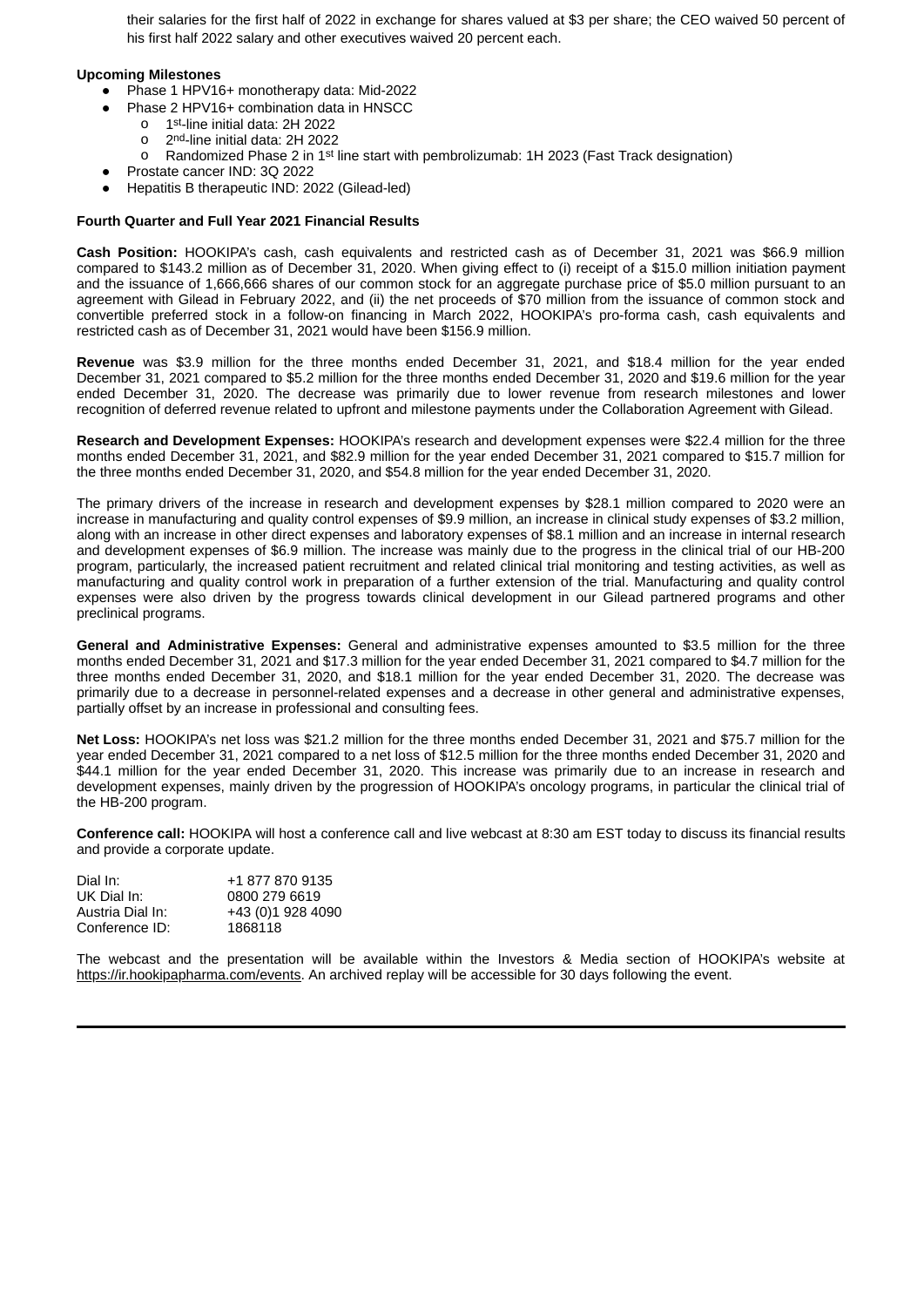their salaries for the first half of 2022 in exchange for shares valued at $3 per share; the CEO waived 50 percent of his first half 2022 salary and other executives waived 20 percent each.

**Upcoming Milestones**

- Phase 1 HPV16+ monotherapy data: Mid-2022
- Phase 2 HPV16+ combination data in HNSCC
  - 1st-line initial data: 2H 2022
  - 2nd-line initial data: 2H 2022
  - Randomized Phase 2 in 1st line start with pembrolizumab: 1H 2023 (Fast Track designation)
- Prostate cancer IND: 3Q 2022
- Hepatitis B therapeutic IND: 2022 (Gilead-led)

**Fourth Quarter and Full Year 2021 Financial Results**

**Cash Position:** HOOKIPA's cash, cash equivalents and restricted cash as of December 31, 2021 was $66.9 million compared to $143.2 million as of December 31, 2020. When giving effect to (i) receipt of a $15.0 million initiation payment and the issuance of 1,666,666 shares of our common stock for an aggregate purchase price of $5.0 million pursuant to an agreement with Gilead in February 2022, and (ii) the net proceeds of $70 million from the issuance of common stock and convertible preferred stock in a follow-on financing in March 2022, HOOKIPA's pro-forma cash, cash equivalents and restricted cash as of December 31, 2021 would have been $156.9 million.

**Revenue** was $3.9 million for the three months ended December 31, 2021, and $18.4 million for the year ended December 31, 2021 compared to $5.2 million for the three months ended December 31, 2020 and $19.6 million for the year ended December 31, 2020. The decrease was primarily due to lower revenue from research milestones and lower recognition of deferred revenue related to upfront and milestone payments under the Collaboration Agreement with Gilead.

**Research and Development Expenses:** HOOKIPA's research and development expenses were $22.4 million for the three months ended December 31, 2021, and $82.9 million for the year ended December 31, 2021 compared to $15.7 million for the three months ended December 31, 2020, and $54.8 million for the year ended December 31, 2020.

The primary drivers of the increase in research and development expenses by $28.1 million compared to 2020 were an increase in manufacturing and quality control expenses of $9.9 million, an increase in clinical study expenses of $3.2 million, along with an increase in other direct expenses and laboratory expenses of $8.1 million and an increase in internal research and development expenses of $6.9 million. The increase was mainly due to the progress in the clinical trial of our HB-200 program, particularly, the increased patient recruitment and related clinical trial monitoring and testing activities, as well as manufacturing and quality control work in preparation of a further extension of the trial. Manufacturing and quality control expenses were also driven by the progress towards clinical development in our Gilead partnered programs and other preclinical programs.

**General and Administrative Expenses:** General and administrative expenses amounted to $3.5 million for the three months ended December 31, 2021 and $17.3 million for the year ended December 31, 2021 compared to $4.7 million for the three months ended December 31, 2020, and $18.1 million for the year ended December 31, 2020. The decrease was primarily due to a decrease in personnel-related expenses and a decrease in other general and administrative expenses, partially offset by an increase in professional and consulting fees.

**Net Loss:** HOOKIPA's net loss was $21.2 million for the three months ended December 31, 2021 and $75.7 million for the year ended December 31, 2021 compared to a net loss of $12.5 million for the three months ended December 31, 2020 and $44.1 million for the year ended December 31, 2020. This increase was primarily due to an increase in research and development expenses, mainly driven by the progression of HOOKIPA's oncology programs, in particular the clinical trial of the HB-200 program.

**Conference call:** HOOKIPA will host a conference call and live webcast at 8:30 am EST today to discuss its financial results and provide a corporate update.

| | |
|---|---|
| Dial In: | +1 877 870 9135 |
| UK Dial In: | 0800 279 6619 |
| Austria Dial In: | +43 (0)1 928 4090 |
| Conference ID: | 1868118 |

The webcast and the presentation will be available within the Investors & Media section of HOOKIPA's website at https://ir.hookipapharma.com/events. An archived replay will be accessible for 30 days following the event.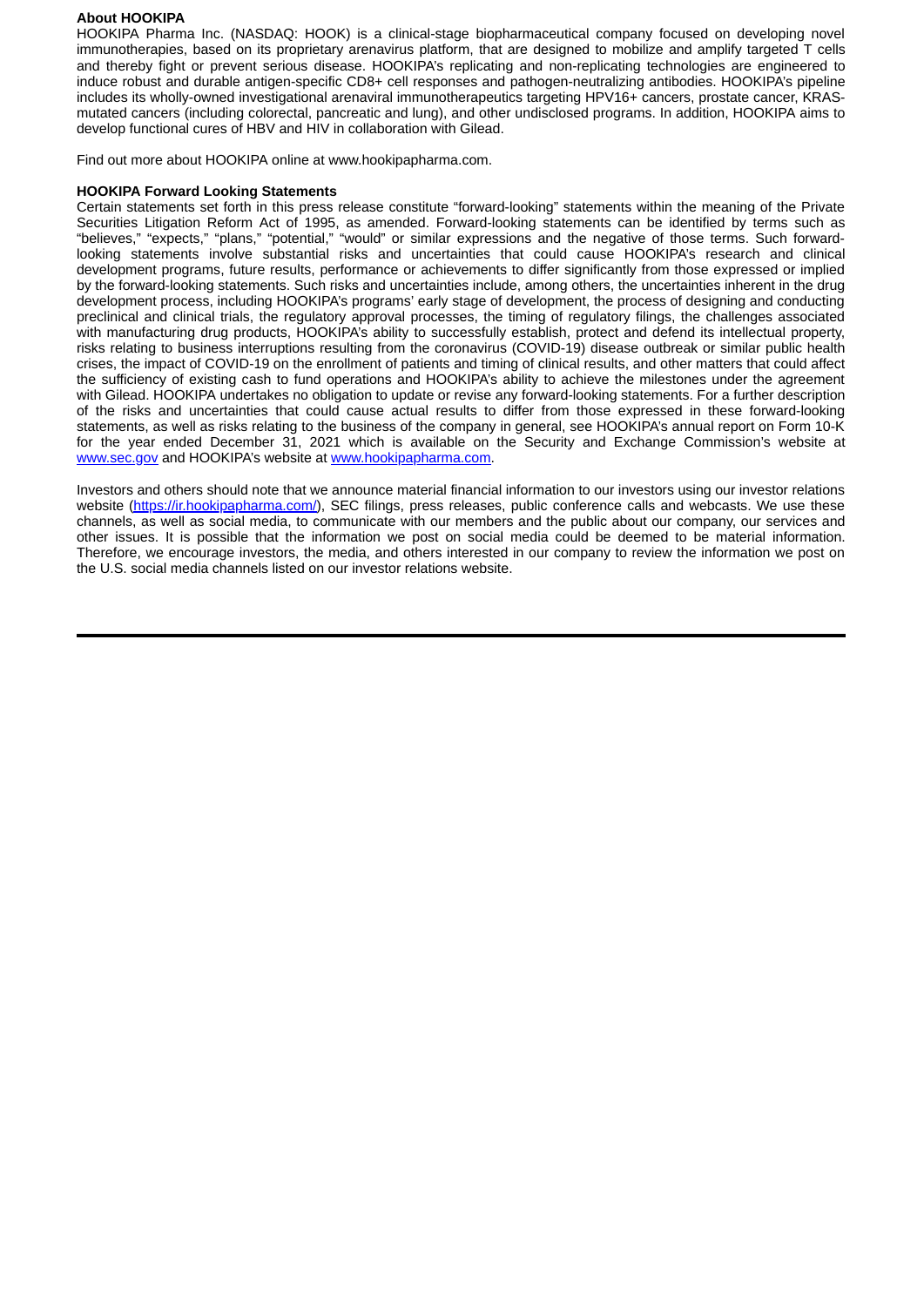**About HOOKIPA**

HOOKIPA Pharma Inc. (NASDAQ: HOOK) is a clinical-stage biopharmaceutical company focused on developing novel immunotherapies, based on its proprietary arenavirus platform, that are designed to mobilize and amplify targeted T cells and thereby fight or prevent serious disease. HOOKIPA's replicating and non-replicating technologies are engineered to induce robust and durable antigen-specific CD8+ cell responses and pathogen-neutralizing antibodies. HOOKIPA's pipeline includes its wholly-owned investigational arenaviral immunotherapeutics targeting HPV16+ cancers, prostate cancer, KRAS-mutated cancers (including colorectal, pancreatic and lung), and other undisclosed programs. In addition, HOOKIPA aims to develop functional cures of HBV and HIV in collaboration with Gilead.

Find out more about HOOKIPA online at www.hookipapharma.com.

**HOOKIPA Forward Looking Statements**

Certain statements set forth in this press release constitute "forward-looking" statements within the meaning of the Private Securities Litigation Reform Act of 1995, as amended. Forward-looking statements can be identified by terms such as "believes," "expects," "plans," "potential," "would" or similar expressions and the negative of those terms. Such forward-looking statements involve substantial risks and uncertainties that could cause HOOKIPA's research and clinical development programs, future results, performance or achievements to differ significantly from those expressed or implied by the forward-looking statements. Such risks and uncertainties include, among others, the uncertainties inherent in the drug development process, including HOOKIPA's programs' early stage of development, the process of designing and conducting preclinical and clinical trials, the regulatory approval processes, the timing of regulatory filings, the challenges associated with manufacturing drug products, HOOKIPA's ability to successfully establish, protect and defend its intellectual property, risks relating to business interruptions resulting from the coronavirus (COVID-19) disease outbreak or similar public health crises, the impact of COVID-19 on the enrollment of patients and timing of clinical results, and other matters that could affect the sufficiency of existing cash to fund operations and HOOKIPA's ability to achieve the milestones under the agreement with Gilead. HOOKIPA undertakes no obligation to update or revise any forward-looking statements. For a further description of the risks and uncertainties that could cause actual results to differ from those expressed in these forward-looking statements, as well as risks relating to the business of the company in general, see HOOKIPA's annual report on Form 10-K for the year ended December 31, 2021 which is available on the Security and Exchange Commission's website at www.sec.gov and HOOKIPA's website at www.hookipapharma.com.

Investors and others should note that we announce material financial information to our investors using our investor relations website (https://ir.hookipapharma.com/), SEC filings, press releases, public conference calls and webcasts. We use these channels, as well as social media, to communicate with our members and the public about our company, our services and other issues. It is possible that the information we post on social media could be deemed to be material information. Therefore, we encourage investors, the media, and others interested in our company to review the information we post on the U.S. social media channels listed on our investor relations website.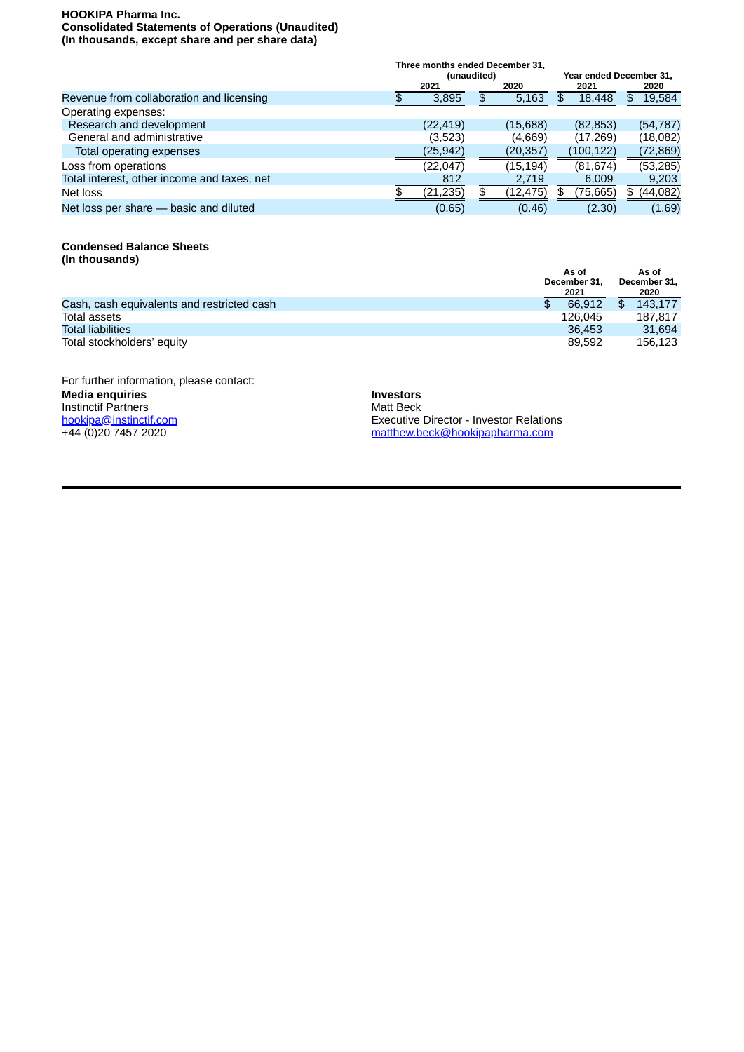**HOOKIPA Pharma Inc.**
**Consolidated Statements of Operations (Unaudited)**
**(In thousands, except share and per share data)**

| | Three months ended December 31, (unaudited) | | Year ended December 31, | |
|---|---|---|---|---|
| | 2021 | 2020 | 2021 | 2020 |
| Revenue from collaboration and licensing | $ 3,895 | $ 5,163 | $ 18,448 | $ 19,584 |
| Operating expenses: | | | | |
| Research and development | (22,419) | (15,688) | (82,853) | (54,787) |
| General and administrative | (3,523) | (4,669) | (17,269) | (18,082) |
| Total operating expenses | (25,942) | (20,357) | (100,122) | (72,869) |
| Loss from operations | (22,047) | (15,194) | (81,674) | (53,285) |
| Total interest, other income and taxes, net | 812 | 2,719 | 6,009 | 9,203 |
| Net loss | $ (21,235) | $ (12,475) | $ (75,665) | $ (44,082) |
| Net loss per share — basic and diluted | (0.65) | (0.46) | (2.30) | (1.69) |

**Condensed Balance Sheets**
**(In thousands)**

| | As of December 31, 2021 | As of December 31, 2020 |
|---|---|---|
| Cash, cash equivalents and restricted cash | $ 66,912 | $ 143,177 |
| Total assets | 126,045 | 187,817 |
| Total liabilities | 36,453 | 31,694 |
| Total stockholders' equity | 89,592 | 156,123 |

For further information, please contact:

**Media enquiries**
Instinctif Partners
hookipa@instinctif.com
+44 (0)20 7457 2020

**Investors**
Matt Beck
Executive Director - Investor Relations
matthew.beck@hookipapharma.com